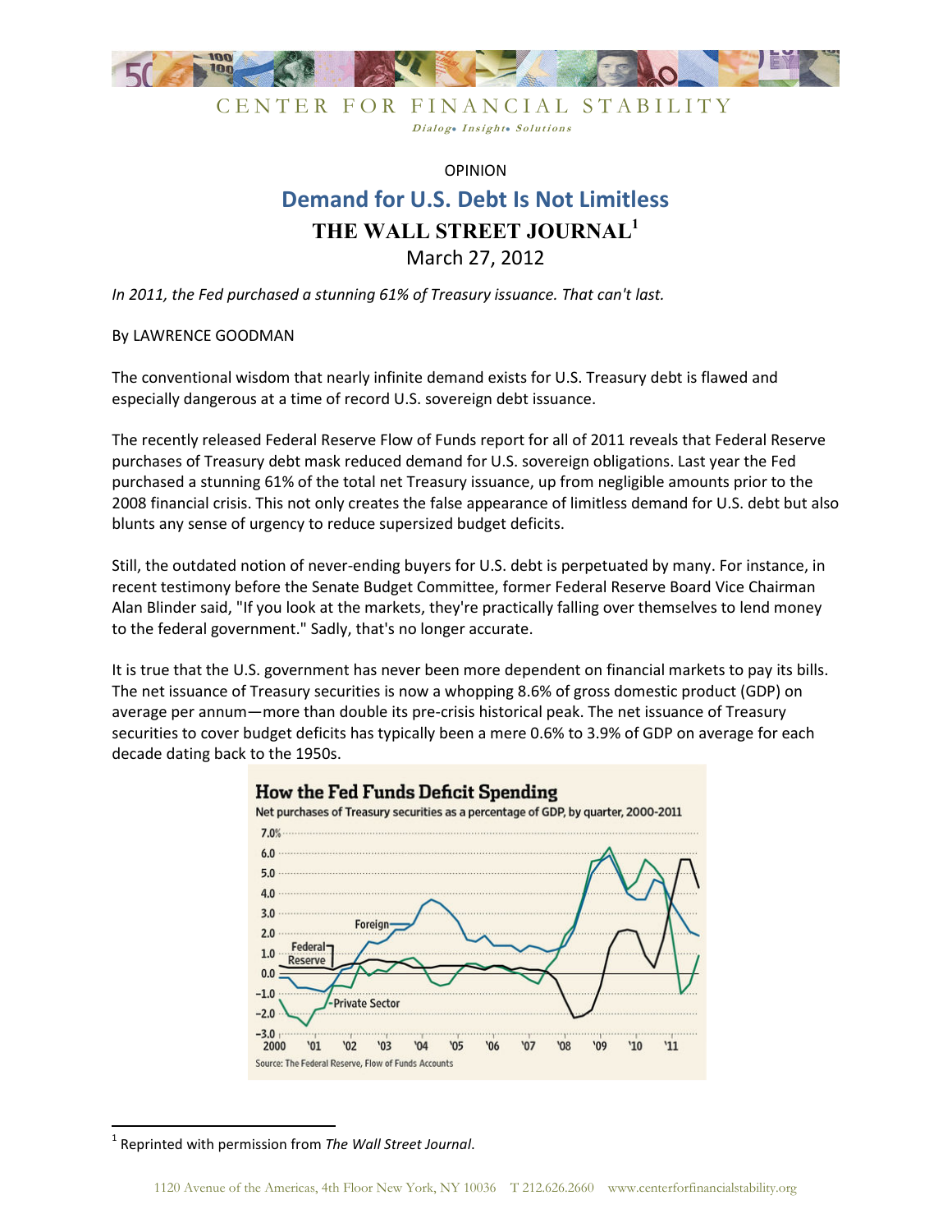CENTER FOR FINANCIAL STABILITY

*Dialog• Insight• Solutions*

OPINION

# Demand for U.S. Debt Is Not Limitless

## THE WALL STREET JOURNAL[1]

March 27, 2012

*In 2011, the Fed purchased a stunning 61% of Treasury issuance. That can't last.*

By LAWRENCE GOODMAN

The conventional wisdom that nearly infinite demand exists for U.S. Treasury debt is flawed and especially dangerous at a time of record U.S. sovereign debt issuance.

The recently released Federal Reserve Flow of Funds report for all of 2011 reveals that Federal Reserve purchases of Treasury debt mask reduced demand for U.S. sovereign obligations. Last year the Fed purchased a stunning 61% of the total net Treasury issuance, up from negligible amounts prior to the 2008 financial crisis. This not only creates the false appearance of limitless demand for U.S. debt but also blunts any sense of urgency to reduce supersized budget deficits.

Still, the outdated notion of never-ending buyers for U.S. debt is perpetuated by many. For instance, in recent testimony before the Senate Budget Committee, former Federal Reserve Board Vice Chairman Alan Blinder said, "If you look at the markets, they're practically falling over themselves to lend money to the federal government." Sadly, that's no longer accurate.

It is true that the U.S. government has never been more dependent on financial markets to pay its bills. The net issuance of Treasury securities is now a whopping 8.6% of gross domestic product (GDP) on average per annum—more than double its pre-crisis historical peak. The net issuance of Treasury securities to cover budget deficits has typically been a mere 0.6% to 3.9% of GDP on average for each decade dating back to the 1950s.

**How the Fed Funds Deficit Spending**

Net purchases of Treasury securities as a percentage of GDP, by quarter, 2000-2011

Source: The Federal Reserve, Flow of Funds Accounts

[1] Reprinted with permission from *The Wall Street Journal*.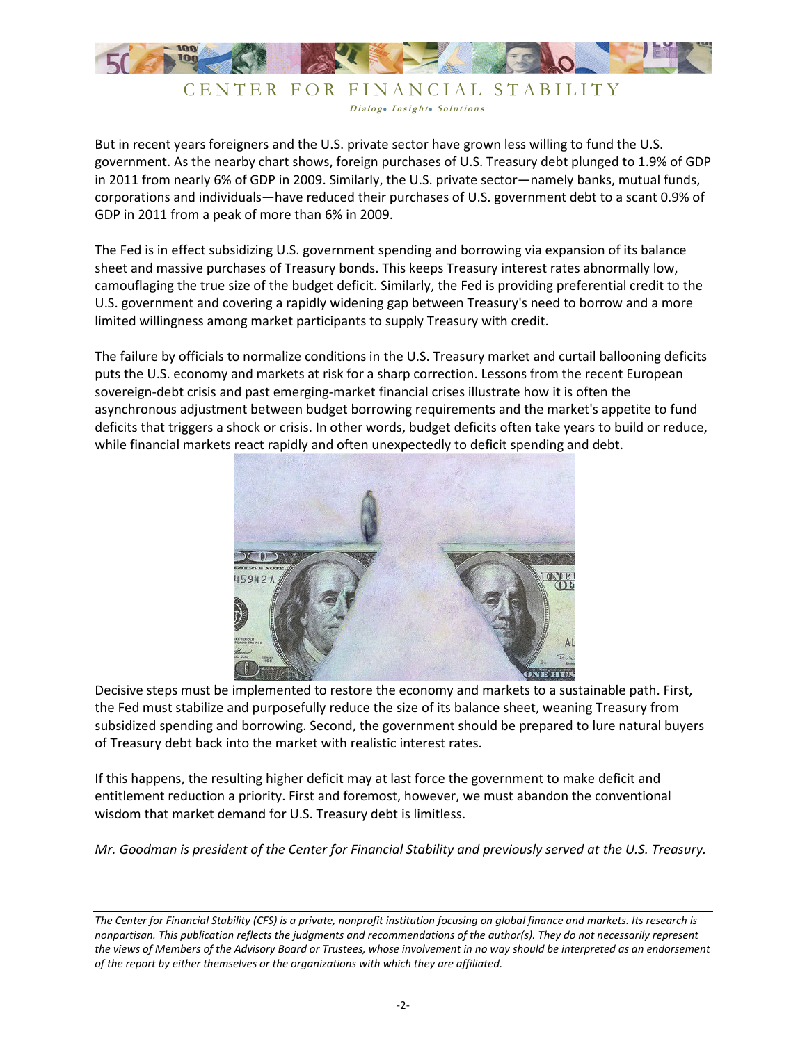But in recent years foreigners and the U.S. private sector have grown less willing to fund the U.S. government. As the nearby chart shows, foreign purchases of U.S. Treasury debt plunged to 1.9% of GDP in 2011 from nearly 6% of GDP in 2009. Similarly, the U.S. private sector—namely banks, mutual funds, corporations and individuals—have reduced their purchases of U.S. government debt to a scant 0.9% of GDP in 2011 from a peak of more than 6% in 2009.

The Fed is in effect subsidizing U.S. government spending and borrowing via expansion of its balance sheet and massive purchases of Treasury bonds. This keeps Treasury interest rates abnormally low, camouflaging the true size of the budget deficit. Similarly, the Fed is providing preferential credit to the U.S. government and covering a rapidly widening gap between Treasury's need to borrow and a more limited willingness among market participants to supply Treasury with credit.

The failure by officials to normalize conditions in the U.S. Treasury market and curtail ballooning deficits puts the U.S. economy and markets at risk for a sharp correction. Lessons from the recent European sovereign-debt crisis and past emerging-market financial crises illustrate how it is often the asynchronous adjustment between budget borrowing requirements and the market's appetite to fund deficits that triggers a shock or crisis. In other words, budget deficits often take years to build or reduce, while financial markets react rapidly and often unexpectedly to deficit spending and debt.

Decisive steps must be implemented to restore the economy and markets to a sustainable path. First, the Fed must stabilize and purposefully reduce the size of its balance sheet, weaning Treasury from subsidized spending and borrowing. Second, the government should be prepared to lure natural buyers of Treasury debt back into the market with realistic interest rates.

If this happens, the resulting higher deficit may at last force the government to make deficit and entitlement reduction a priority. First and foremost, however, we must abandon the conventional wisdom that market demand for U.S. Treasury debt is limitless.

*Mr. Goodman is president of the Center for Financial Stability and previously served at the U.S. Treasury.*

---

*The Center for Financial Stability (CFS) is a private, nonprofit institution focusing on global finance and markets. Its research is nonpartisan. This publication reflects the judgments and recommendations of the author(s). They do not necessarily represent the views of Members of the Advisory Board or Trustees, whose involvement in no way should be interpreted as an endorsement of the report by either themselves or the organizations with which they are affiliated.*